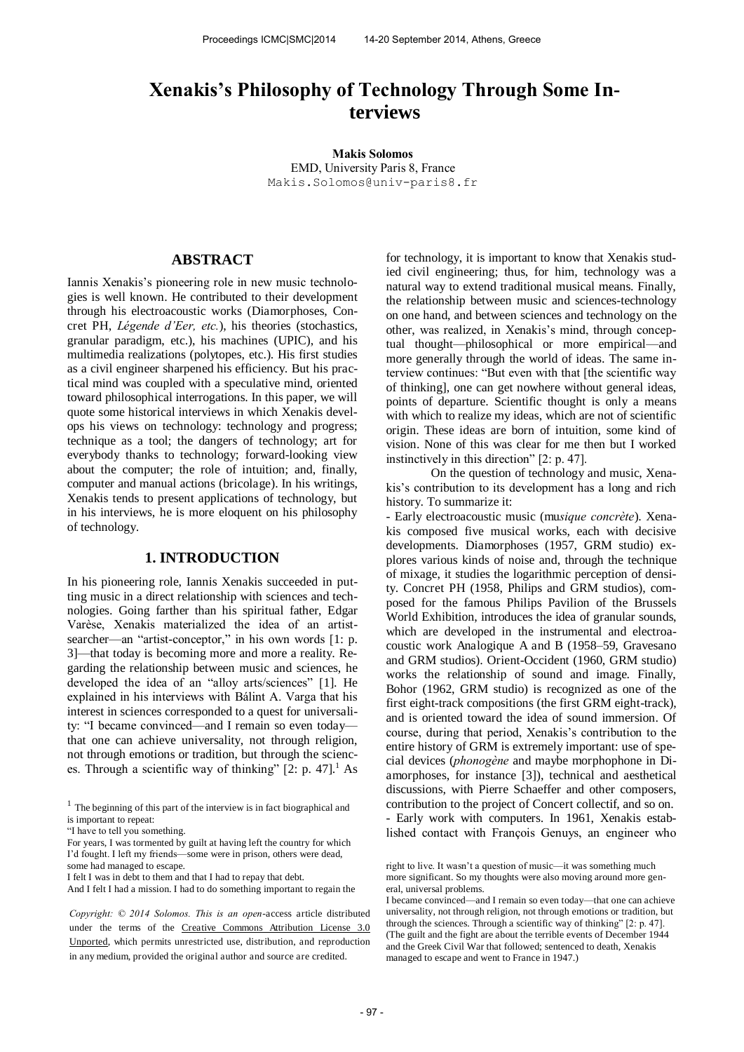# Xenakis's Philosophy of Technology Through Some Interviews

**Makis Solomos**
EMD, University Paris 8, France
Makis.Solomos@univ-paris8.fr

## ABSTRACT

Iannis Xenakis's pioneering role in new music technologies is well known. He contributed to their development through his electroacoustic works (Diamorphoses, Concret PH, *Légende d'Eer, etc.*), his theories (stochastics, granular paradigm, etc.), his machines (UPIC), and his multimedia realizations (polytopes, etc.). His first studies as a civil engineer sharpened his efficiency. But his practical mind was coupled with a speculative mind, oriented toward philosophical interrogations. In this paper, we will quote some historical interviews in which Xenakis develops his views on technology: technology and progress; technique as a tool; the dangers of technology; art for everybody thanks to technology; forward-looking view about the computer; the role of intuition; and, finally, computer and manual actions (bricolage). In his writings, Xenakis tends to present applications of technology, but in his interviews, he is more eloquent on his philosophy of technology.

## 1. INTRODUCTION

In his pioneering role, Iannis Xenakis succeeded in putting music in a direct relationship with sciences and technologies. Going farther than his spiritual father, Edgar Varèse, Xenakis materialized the idea of an artist-searcher—an "artist-conceptor," in his own words [1: p. 3]—that today is becoming more and more a reality. Regarding the relationship between music and sciences, he developed the idea of an "alloy arts/sciences" [1]. He explained in his interviews with Bálint A. Varga that his interest in sciences corresponded to a quest for universality: "I became convinced—and I remain so even today—that one can achieve universality, not through religion, not through emotions or tradition, but through the sciences. Through a scientific way of thinking" [2: p. 47].[1] As for technology, it is important to know that Xenakis studied civil engineering; thus, for him, technology was a natural way to extend traditional musical means. Finally, the relationship between music and sciences-technology on one hand, and between sciences and technology on the other, was realized, in Xenakis's mind, through conceptual thought—philosophical or more empirical—and more generally through the world of ideas. The same interview continues: "But even with that [the scientific way of thinking], one can get nowhere without general ideas, points of departure. Scientific thought is only a means with which to realize my ideas, which are not of scientific origin. These ideas are born of intuition, some kind of vision. None of this was clear for me then but I worked instinctively in this direction" [2: p. 47].

On the question of technology and music, Xenakis's contribution to its development has a long and rich history. To summarize it:

- Early electroacoustic music (mu*sique concrète*). Xenakis composed five musical works, each with decisive developments. Diamorphoses (1957, GRM studio) explores various kinds of noise and, through the technique of mixage, it studies the logarithmic perception of density. Concret PH (1958, Philips and GRM studios), composed for the famous Philips Pavilion of the Brussels World Exhibition, introduces the idea of granular sounds, which are developed in the instrumental and electroacoustic work Analogique A and B (1958–59, Gravesano and GRM studios). Orient-Occident (1960, GRM studio) works the relationship of sound and image. Finally, Bohor (1962, GRM studio) is recognized as one of the first eight-track compositions (the first GRM eight-track), and is oriented toward the idea of sound immersion. Of course, during that period, Xenakis's contribution to the entire history of GRM is extremely important: use of special devices (*phonogène* and maybe morphophone in Diamorphoses, for instance [3]), technical and aesthetical discussions, with Pierre Schaeffer and other composers, contribution to the project of Concert collectif, and so on.
- Early work with computers. In 1961, Xenakis established contact with François Genuys, an engineer who

---

[1] The beginning of this part of the interview is in fact biographical and is important to repeat:
"I have to tell you something.
For years, I was tormented by guilt at having left the country for which I'd fought. I left my friends—some were in prison, others were dead, some had managed to escape.
I felt I was in debt to them and that I had to repay that debt.
And I felt I had a mission. I had to do something important to regain the right to live. It wasn't a question of music—it was something much more significant. So my thoughts were also moving around more general, universal problems.
I became convinced—and I remain so even today—that one can achieve universality, not through religion, not through emotions or tradition, but through the sciences. Through a scientific way of thinking" [2: p. 47].
(The guilt and the fight are about the terrible events of December 1944 and the Greek Civil War that followed; sentenced to death, Xenakis managed to escape and went to France in 1947.)

*Copyright: © 2014 Solomos. This is an open-access article distributed under the terms of the Creative Commons Attribution License 3.0 Unported, which permits unrestricted use, distribution, and reproduction in any medium, provided the original author and source are credited.*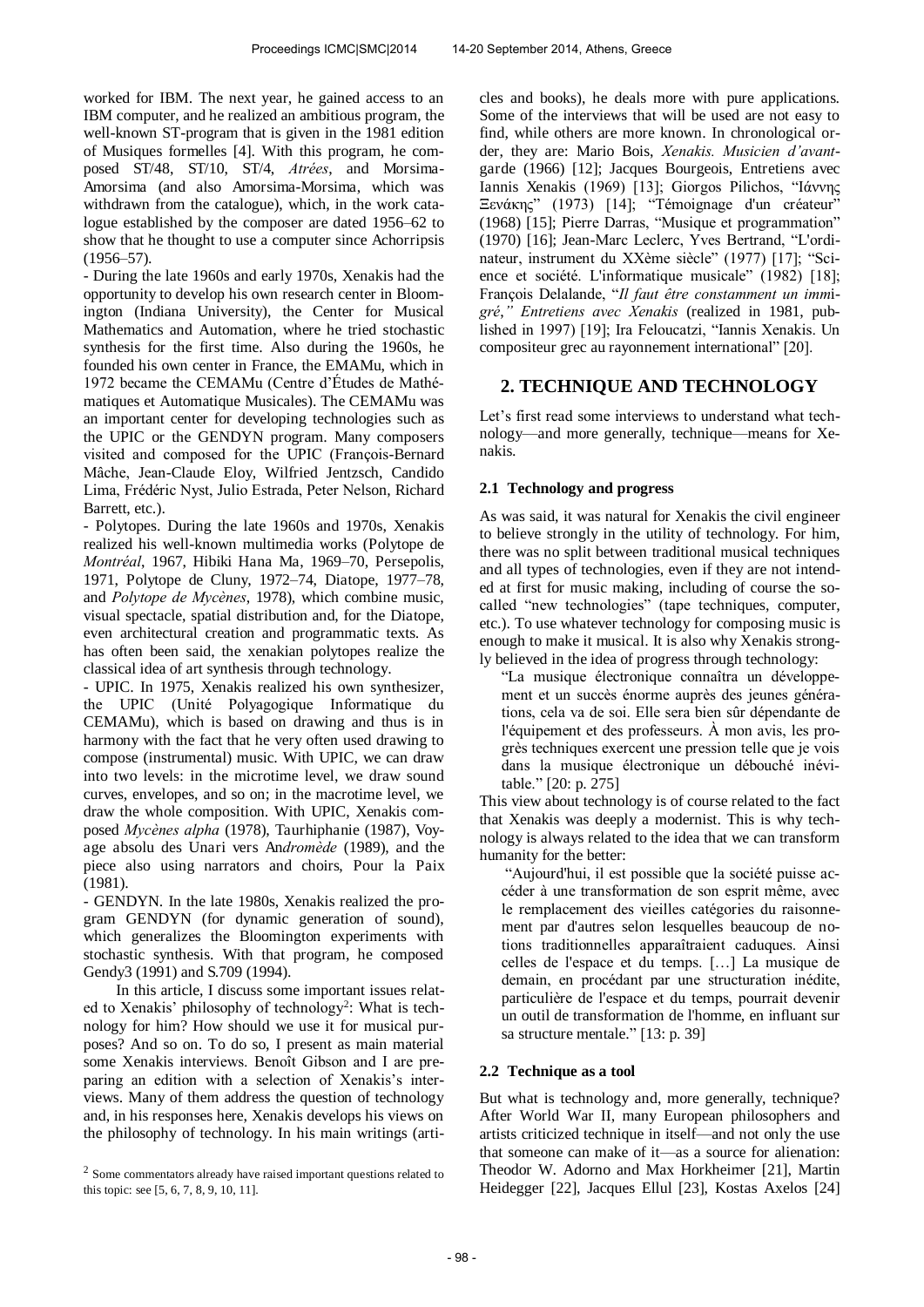worked for IBM. The next year, he gained access to an IBM computer, and he realized an ambitious program, the well-known ST-program that is given in the 1981 edition of Musiques formelles [4]. With this program, he composed ST/48, ST/10, ST/4, *Atrées*, and Morsima-Amorsima (and also Amorsima-Morsima, which was withdrawn from the catalogue), which, in the work catalogue established by the composer are dated 1956–62 to show that he thought to use a computer since Achorripsis (1956–57).

- During the late 1960s and early 1970s, Xenakis had the opportunity to develop his own research center in Bloomington (Indiana University), the Center for Musical Mathematics and Automation, where he tried stochastic synthesis for the first time. Also during the 1960s, he founded his own center in France, the EMAMu, which in 1972 became the CEMAMu (Centre d'Études de Mathématiques et Automatique Musicales). The CEMAMu was an important center for developing technologies such as the UPIC or the GENDYN program. Many composers visited and composed for the UPIC (François-Bernard Mâche, Jean-Claude Eloy, Wilfried Jentzsch, Candido Lima, Frédéric Nyst, Julio Estrada, Peter Nelson, Richard Barrett, etc.).

- Polytopes. During the late 1960s and 1970s, Xenakis realized his well-known multimedia works (Polytope de *Montréal*, 1967, Hibiki Hana Ma, 1969–70, Persepolis, 1971, Polytope de Cluny, 1972–74, Diatope, 1977–78, and *Polytope de Mycènes*, 1978), which combine music, visual spectacle, spatial distribution and, for the Diatope, even architectural creation and programmatic texts. As has often been said, the xenakian polytopes realize the classical idea of art synthesis through technology.

- UPIC. In 1975, Xenakis realized his own synthesizer, the UPIC (Unité Polyagogique Informatique du CEMAMu), which is based on drawing and thus is in harmony with the fact that he very often used drawing to compose (instrumental) music. With UPIC, we can draw into two levels: in the microtime level, we draw sound curves, envelopes, and so on; in the macrotime level, we draw the whole composition. With UPIC, Xenakis composed *Mycènes alpha* (1978), Taurhiphanie (1987), Voyage absolu des Unari vers An*dromède* (1989), and the piece also using narrators and choirs, Pour la Paix (1981).

- GENDYN. In the late 1980s, Xenakis realized the program GENDYN (for dynamic generation of sound), which generalizes the Bloomington experiments with stochastic synthesis. With that program, he composed Gendy3 (1991) and S.709 (1994).

In this article, I discuss some important issues related to Xenakis' philosophy of technology[2]: What is technology for him? How should we use it for musical purposes? And so on. To do so, I present as main material some Xenakis interviews. Benoît Gibson and I are preparing an edition with a selection of Xenakis's interviews. Many of them address the question of technology and, in his responses here, Xenakis develops his views on the philosophy of technology. In his main writings (articles and books), he deals more with pure applications. Some of the interviews that will be used are not easy to find, while others are more known. In chronological order, they are: Mario Bois, *Xenakis. Musicien d'avant-garde* (1966) [12]; Jacques Bourgeois, Entretiens avec Iannis Xenakis (1969) [13]; Giorgos Pilichos, "Ιάννης Ξενάκης" (1973) [14]; "Témoignage d'un créateur" (1968) [15]; Pierre Darras, "Musique et programmation" (1970) [16]; Jean-Marc Leclerc, Yves Bertrand, "L'ordinateur, instrument du XXème siècle" (1977) [17]; "Science et société. L'informatique musicale" (1982) [18]; François Delalande, "*Il faut être constamment un immigré," Entretiens avec Xenakis* (realized in 1981, published in 1997) [19]; Ira Feloucatzi, "Iannis Xenakis. Un compositeur grec au rayonnement international" [20].

[2] Some commentators already have raised important questions related to this topic: see [5, 6, 7, 8, 9, 10, 11].

## 2. TECHNIQUE AND TECHNOLOGY

Let's first read some interviews to understand what technology—and more generally, technique—means for Xenakis.

### 2.1 Technology and progress

As was said, it was natural for Xenakis the civil engineer to believe strongly in the utility of technology. For him, there was no split between traditional musical techniques and all types of technologies, even if they are not intended at first for music making, including of course the so-called "new technologies" (tape techniques, computer, etc.). To use whatever technology for composing music is enough to make it musical. It is also why Xenakis strongly believed in the idea of progress through technology:

> "La musique électronique connaîtra un développement et un succès énorme auprès des jeunes générations, cela va de soi. Elle sera bien sûr dépendante de l'équipement et des professeurs. À mon avis, les progrès techniques exercent une pression telle que je vois dans la musique électronique un débouché inévitable." [20: p. 275]

This view about technology is of course related to the fact that Xenakis was deeply a modernist. This is why technology is always related to the idea that we can transform humanity for the better:

> "Aujourd'hui, il est possible que la société puisse accéder à une transformation de son esprit même, avec le remplacement des vieilles catégories du raisonnement par d'autres selon lesquelles beaucoup de notions traditionnelles apparaîtraient caduques. Ainsi celles de l'espace et du temps. […] La musique de demain, en procédant par une structuration inédite, particulière de l'espace et du temps, pourrait devenir un outil de transformation de l'homme, en influant sur sa structure mentale." [13: p. 39]

### 2.2 Technique as a tool

But what is technology and, more generally, technique? After World War II, many European philosophers and artists criticized technique in itself—and not only the use that someone can make of it—as a source for alienation: Theodor W. Adorno and Max Horkheimer [21], Martin Heidegger [22], Jacques Ellul [23], Kostas Axelos [24]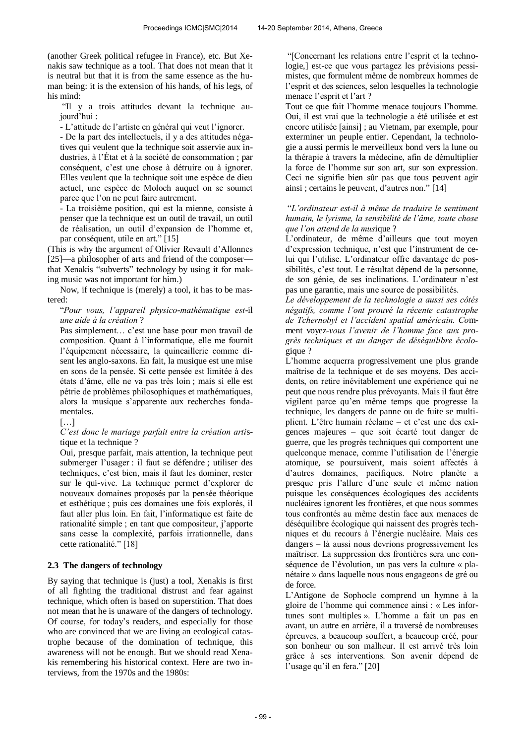(another Greek political refugee in France), etc. But Xenakis saw technique as a tool. That does not mean that it is neutral but that it is from the same essence as the human being: it is the extension of his hands, of his legs, of his mind:

> "Il y a trois attitudes devant la technique aujourd'hui :
>
> - L'attitude de l'artiste en général qui veut l'ignorer.
> - De la part des intellectuels, il y a des attitudes négatives qui veulent que la technique soit asservie aux industries, à l'État et à la société de consommation ; par conséquent, c'est une chose à détruire ou à ignorer. Elles veulent que la technique soit une espèce de dieu actuel, une espèce de Moloch auquel on se soumet parce que l'on ne peut faire autrement.
> - La troisième position, qui est la mienne, consiste à penser que la technique est un outil de travail, un outil de réalisation, un outil d'expansion de l'homme et, par conséquent, utile en art." [15]

(This is why the argument of Olivier Revault d'Allonnes [25]—a philosopher of arts and friend of the composer—that Xenakis "subverts" technology by using it for making music was not important for him.)

Now, if technique is (merely) a tool, it has to be mastered:

> "*Pour vous, l'appareil physico-mathématique est-*il *une aide à la création* ?
>
> Pas simplement… c'est une base pour mon travail de composition. Quant à l'informatique, elle me fournit l'équipement nécessaire, la quincaillerie comme disent les anglo-saxons. En fait, la musique est une mise en sons de la pensée. Si cette pensée est limitée à des états d'âme, elle ne va pas très loin ; mais si elle est pétrie de problèmes philosophiques et mathématiques, alors la musique s'apparente aux recherches fondamentales.
>
> […]
>
> *C'est donc le mariage parfait entre la création arti*stique et la technique ?
>
> Oui, presque parfait, mais attention, la technique peut submerger l'usager : il faut se défendre ; utiliser des techniques, c'est bien, mais il faut les dominer, rester sur le qui-vive. La technique permet d'explorer de nouveaux domaines proposés par la pensée théorique et esthétique ; puis ces domaines une fois explorés, il faut aller plus loin. En fait, l'informatique est faite de rationalité simple ; en tant que compositeur, j'apporte sans cesse la complexité, parfois irrationnelle, dans cette rationalité." [18]

### 2.3 The dangers of technology

By saying that technique is (just) a tool, Xenakis is first of all fighting the traditional distrust and fear against technique, which often is based on superstition. That does not mean that he is unaware of the dangers of technology. Of course, for today's readers, and especially for those who are convinced that we are living an ecological catastrophe because of the domination of technique, this awareness will not be enough. But we should read Xenakis remembering his historical context. Here are two interviews, from the 1970s and the 1980s:

> "[Concernant les relations entre l'esprit et la technologie,] est-ce que vous partagez les prévisions pessimistes, que formulent même de nombreux hommes de l'esprit et des sciences, selon lesquelles la technologie menace l'esprit et l'art ?
>
> Tout ce que fait l'homme menace toujours l'homme. Oui, il est vrai que la technologie a été utilisée et est encore utilisée [ainsi] ; au Vietnam, par exemple, pour exterminer un peuple entier. Cependant, la technologie a aussi permis le merveilleux bond vers la lune ou la thérapie à travers la médecine, afin de démultiplier la force de l'homme sur son art, sur son expression. Ceci ne signifie bien sûr pas que tous peuvent agir ainsi ; certains le peuvent, d'autres non." [14]

> "*L'ordinateur est-il à même de traduire le sentiment humain, le lyrisme, la sensibilité de l'âme, toute chose que l'on attend de la mus*ique ?
>
> L'ordinateur, de même d'ailleurs que tout moyen d'expression technique, n'est que l'instrument de celui qui l'utilise. L'ordinateur offre davantage de possibilités, c'est tout. Le résultat dépend de la personne, de son génie, de ses inclinations. L'ordinateur n'est pas une garantie, mais une source de possibilités.
>
> *Le développement de la technologie a aussi ses côtés négatifs, comme l'ont prouvé la récente catastrophe de Tchernobyl et l'accident spatial américain. Co*mment voyez*-vous l'avenir de l'homme face aux progrès techniques et au danger de déséquilibre écolo*gique ?
>
> L'homme acquerra progressivement une plus grande maîtrise de la technique et de ses moyens. Des accidents, on retire inévitablement une expérience qui ne peut que nous rendre plus prévoyants. Mais il faut être vigilent parce qu'en même temps que progresse la technique, les dangers de panne ou de fuite se multiplient. L'être humain réclame – et c'est une des exigences majeures – que soit écarté tout danger de guerre, que les progrès techniques qui comportent une quelconque menace, comme l'utilisation de l'énergie atomique, se poursuivent, mais soient affectés à d'autres domaines, pacifiques. Notre planète a presque pris l'allure d'une seule et même nation puisque les conséquences écologiques des accidents nucléaires ignorent les frontières, et que nous sommes tous confrontés au même destin face aux menaces de déséquilibre écologique qui naissent des progrès techniques et du recours à l'énergie nucléaire. Mais ces dangers – là aussi nous devrions progressivement les maîtriser. La suppression des frontières sera une conséquence de l'évolution, un pas vers la culture « planétaire » dans laquelle nous nous engageons de gré ou de force.
>
> L'Antigone de Sophocle comprend un hymne à la gloire de l'homme qui commence ainsi : « Les infortunes sont multiples ». L'homme a fait un pas en avant, un autre en arrière, il a traversé de nombreuses épreuves, a beaucoup souffert, a beaucoup créé, pour son bonheur ou son malheur. Il est arrivé très loin grâce à ses interventions. Son avenir dépend de l'usage qu'il en fera." [20]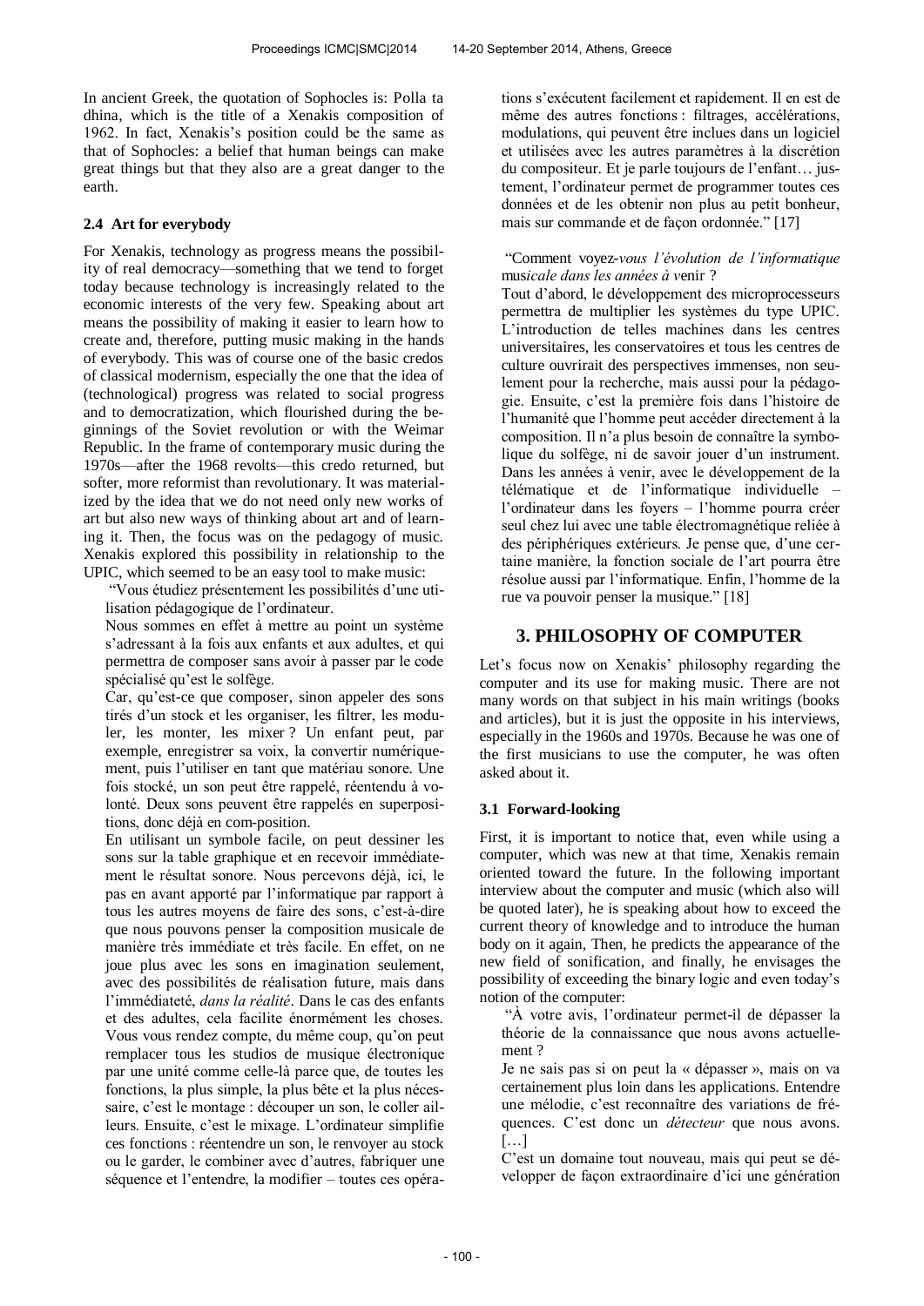In ancient Greek, the quotation of Sophocles is: Polla ta dhina, which is the title of a Xenakis composition of 1962. In fact, Xenakis's position could be the same as that of Sophocles: a belief that human beings can make great things but that they also are a great danger to the earth.

### 2.4 Art for everybody

For Xenakis, technology as progress means the possibility of real democracy—something that we tend to forget today because technology is increasingly related to the economic interests of the very few. Speaking about art means the possibility of making it easier to learn how to create and, therefore, putting music making in the hands of everybody. This was of course one of the basic credos of classical modernism, especially the one that the idea of (technological) progress was related to social progress and to democratization, which flourished during the beginnings of the Soviet revolution or with the Weimar Republic. In the frame of contemporary music during the 1970s—after the 1968 revolts—this credo returned, but softer, more reformist than revolutionary. It was materialized by the idea that we do not need only new works of art but also new ways of thinking about art and of learning it. Then, the focus was on the pedagogy of music. Xenakis explored this possibility in relationship to the UPIC, which seemed to be an easy tool to make music:

> "Vous étudiez présentement les possibilités d'une utilisation pédagogique de l'ordinateur.
>
> Nous sommes en effet à mettre au point un système s'adressant à la fois aux enfants et aux adultes, et qui permettra de composer sans avoir à passer par le code spécialisé qu'est le solfège.
>
> Car, qu'est-ce que composer, sinon appeler des sons tirés d'un stock et les organiser, les filtrer, les moduler, les monter, les mixer ? Un enfant peut, par exemple, enregistrer sa voix, la convertir numériquement, puis l'utiliser en tant que matériau sonore. Une fois stocké, un son peut être rappelé, réentendu à volonté. Deux sons peuvent être rappelés en superpositions, donc déjà en com-position.
>
> En utilisant un symbole facile, on peut dessiner les sons sur la table graphique et en recevoir immédiatement le résultat sonore. Nous percevons déjà, ici, le pas en avant apporté par l'informatique par rapport à tous les autres moyens de faire des sons, c'est-à-dire que nous pouvons penser la composition musicale de manière très immédiate et très facile. En effet, on ne joue plus avec les sons en imagination seulement, avec des possibilités de réalisation future, mais dans l'immédiateté, *dans la réalité*. Dans le cas des enfants et des adultes, cela facilite énormément les choses. Vous vous rendez compte, du même coup, qu'on peut remplacer tous les studios de musique électronique par une unité comme celle-là parce que, de toutes les fonctions, la plus simple, la plus bête et la plus nécessaire, c'est le montage : découper un son, le coller ailleurs. Ensuite, c'est le mixage. L'ordinateur simplifie ces fonctions : réentendre un son, le renvoyer au stock ou le garder, le combiner avec d'autres, fabriquer une séquence et l'entendre, la modifier – toutes ces opérations s'exécutent facilement et rapidement. Il en est de même des autres fonctions : filtrages, accélérations, modulations, qui peuvent être incluses dans un logiciel et utilisées avec les autres paramètres à la discrétion du compositeur. Et je parle toujours de l'enfant… justement, l'ordinateur permet de programmer toutes ces données et de les obtenir non plus au petit bonheur, mais sur commande et de façon ordonnée." [17]
>
> "Comment voyez-*vous l'évolution de l'informatique* mus*icale dans les années à v*enir ?
>
> Tout d'abord, le développement des microprocesseurs permettra de multiplier les systèmes du type UPIC. L'introduction de telles machines dans les centres universitaires, les conservatoires et tous les centres de culture ouvrirait des perspectives immenses, non seulement pour la recherche, mais aussi pour la pédagogie. Ensuite, c'est la première fois dans l'histoire de l'humanité que l'homme peut accéder directement à la composition. Il n'a plus besoin de connaître la symbolique du solfège, ni de savoir jouer d'un instrument. Dans les années à venir, avec le développement de la télématique et de l'informatique individuelle – l'ordinateur dans les foyers – l'homme pourra créer seul chez lui avec une table électromagnétique reliée à des périphériques extérieurs. Je pense que, d'une certaine manière, la fonction sociale de l'art pourra être résolue aussi par l'informatique. Enfin, l'homme de la rue va pouvoir penser la musique." [18]

## 3. PHILOSOPHY OF COMPUTER

Let's focus now on Xenakis' philosophy regarding the computer and its use for making music. There are not many words on that subject in his main writings (books and articles), but it is just the opposite in his interviews, especially in the 1960s and 1970s. Because he was one of the first musicians to use the computer, he was often asked about it.

### 3.1 Forward-looking

First, it is important to notice that, even while using a computer, which was new at that time, Xenakis remain oriented toward the future. In the following important interview about the computer and music (which also will be quoted later), he is speaking about how to exceed the current theory of knowledge and to introduce the human body on it again, Then, he predicts the appearance of the new field of sonification, and finally, he envisages the possibility of exceeding the binary logic and even today's notion of the computer:

> "À votre avis, l'ordinateur permet-il de dépasser la théorie de la connaissance que nous avons actuellement ?
>
> Je ne sais pas si on peut la « dépasser », mais on va certainement plus loin dans les applications. Entendre une mélodie, c'est reconnaître des variations de fréquences. C'est donc un *détecteur* que nous avons. […]
>
> C'est un domaine tout nouveau, mais qui peut se développer de façon extraordinaire d'ici une génération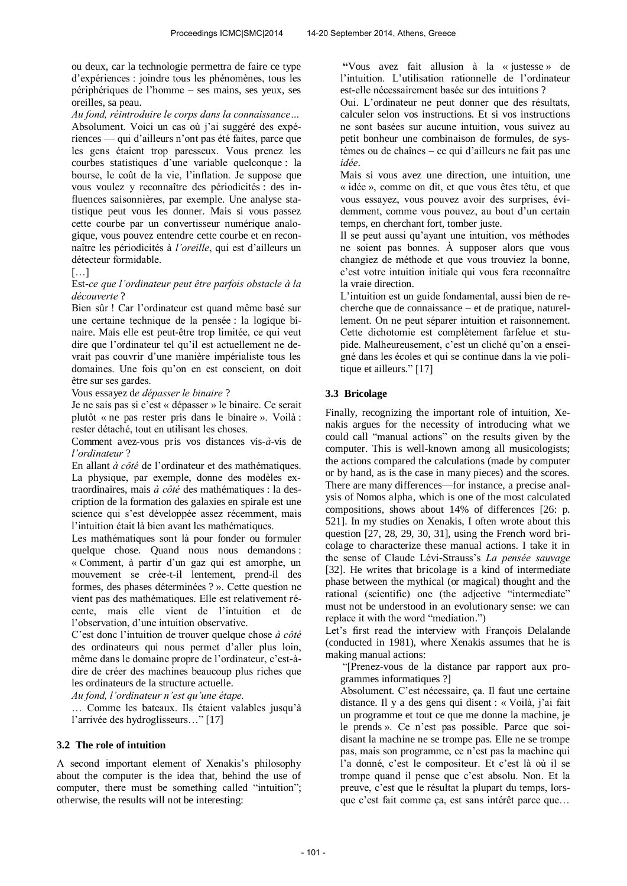ou deux, car la technologie permettra de faire ce type d'expériences : joindre tous les phénomènes, tous les périphériques de l'homme – ses mains, ses yeux, ses oreilles, sa peau.

*Au fond, réintroduire le corps dans la connaissance…*

Absolument. Voici un cas où j'ai suggéré des expériences — qui d'ailleurs n'ont pas été faites, parce que les gens étaient trop paresseux. Vous prenez les courbes statistiques d'une variable quelconque : la bourse, le coût de la vie, l'inflation. Je suppose que vous voulez y reconnaître des périodicités : des influences saisonnières, par exemple. Une analyse statistique peut vous les donner. Mais si vous passez cette courbe par un convertisseur numérique analogique, vous pouvez entendre cette courbe et en reconnaître les périodicités à *l'oreille*, qui est d'ailleurs un détecteur formidable.

[…]

Est-*ce que l'ordinateur peut être parfois obstacle à la découverte* ?

Bien sûr ! Car l'ordinateur est quand même basé sur une certaine technique de la pensée : la logique binaire. Mais elle est peut-être trop limitée, ce qui veut dire que l'ordinateur tel qu'il est actuellement ne devrait pas couvrir d'une manière impérialiste tous les domaines. Une fois qu'on en est conscient, on doit être sur ses gardes.

Vous essayez d*e dépasser le binaire* ?

Je ne sais pas si c'est « dépasser » le binaire. Ce serait plutôt « ne pas rester pris dans le binaire ». Voilà : rester détaché, tout en utilisant les choses.

Comment avez-vous pris vos distances vis-*à*-vis de *l'ordinateur* ?

En allant *à côté* de l'ordinateur et des mathématiques. La physique, par exemple, donne des modèles extraordinaires, mais *à côté* des mathématiques : la description de la formation des galaxies en spirale est une science qui s'est développée assez récemment, mais l'intuition était là bien avant les mathématiques.

Les mathématiques sont là pour fonder ou formuler quelque chose. Quand nous nous demandons : « Comment, à partir d'un gaz qui est amorphe, un mouvement se crée-t-il lentement, prend-il des formes, des phases déterminées ? ». Cette question ne vient pas des mathématiques. Elle est relativement récente, mais elle vient de l'intuition et de l'observation, d'une intuition observative.

C'est donc l'intuition de trouver quelque chose *à côté* des ordinateurs qui nous permet d'aller plus loin, même dans le domaine propre de l'ordinateur, c'est-à-dire de créer des machines beaucoup plus riches que les ordinateurs de la structure actuelle.

*Au fond, l'ordinateur n'est qu'une étape.*

… Comme les bateaux. Ils étaient valables jusqu'à l'arrivée des hydroglisseurs…" [17]

### 3.2 The role of intuition

A second important element of Xenakis's philosophy about the computer is the idea that, behind the use of computer, there must be something called "intuition"; otherwise, the results will not be interesting:

"Vous avez fait allusion à la « justesse » de l'intuition. L'utilisation rationnelle de l'ordinateur est-elle nécessairement basée sur des intuitions ?

Oui. L'ordinateur ne peut donner que des résultats, calculer selon vos instructions. Et si vos instructions ne sont basées sur aucune intuition, vous suivez au petit bonheur une combinaison de formules, de systèmes ou de chaînes – ce qui d'ailleurs ne fait pas une *idée*.

Mais si vous avez une direction, une intuition, une « idée », comme on dit, et que vous êtes têtu, et que vous essayez, vous pouvez avoir des surprises, évidemment, comme vous pouvez, au bout d'un certain temps, en cherchant fort, tomber juste.

Il se peut aussi qu'ayant une intuition, vos méthodes ne soient pas bonnes. À supposer alors que vous changiez de méthode et que vous trouviez la bonne, c'est votre intuition initiale qui vous fera reconnaître la vraie direction.

L'intuition est un guide fondamental, aussi bien de recherche que de connaissance – et de pratique, naturellement. On ne peut séparer intuition et raisonnement. Cette dichotomie est complètement farfelue et stupide. Malheureusement, c'est un cliché qu'on a enseigné dans les écoles et qui se continue dans la vie politique et ailleurs." [17]

### 3.3 Bricolage

Finally, recognizing the important role of intuition, Xenakis argues for the necessity of introducing what we could call "manual actions" on the results given by the computer. This is well-known among all musicologists; the actions compared the calculations (made by computer or by hand, as is the case in many pieces) and the scores. There are many differences—for instance, a precise analysis of Nomos alpha, which is one of the most calculated compositions, shows about 14% of differences [26: p. 521]. In my studies on Xenakis, I often wrote about this question [27, 28, 29, 30, 31], using the French word bricolage to characterize these manual actions. I take it in the sense of Claude Lévi-Strauss's *La pensée sauvage* [32]. He writes that bricolage is a kind of intermediate phase between the mythical (or magical) thought and the rational (scientific) one (the adjective "intermediate" must not be understood in an evolutionary sense: we can replace it with the word "mediation.")

Let's first read the interview with François Delalande (conducted in 1981), where Xenakis assumes that he is making manual actions:

"[Prenez-vous de la distance par rapport aux programmes informatiques ?]

Absolument. C'est nécessaire, ça. Il faut une certaine distance. Il y a des gens qui disent : « Voilà, j'ai fait un programme et tout ce que me donne la machine, je le prends ». Ce n'est pas possible. Parce que soi-disant la machine ne se trompe pas. Elle ne se trompe pas, mais son programme, ce n'est pas la machine qui l'a donné, c'est le compositeur. Et c'est là où il se trompe quand il pense que c'est absolu. Non. Et la preuve, c'est que le résultat la plupart du temps, lorsque c'est fait comme ça, est sans intérêt parce que…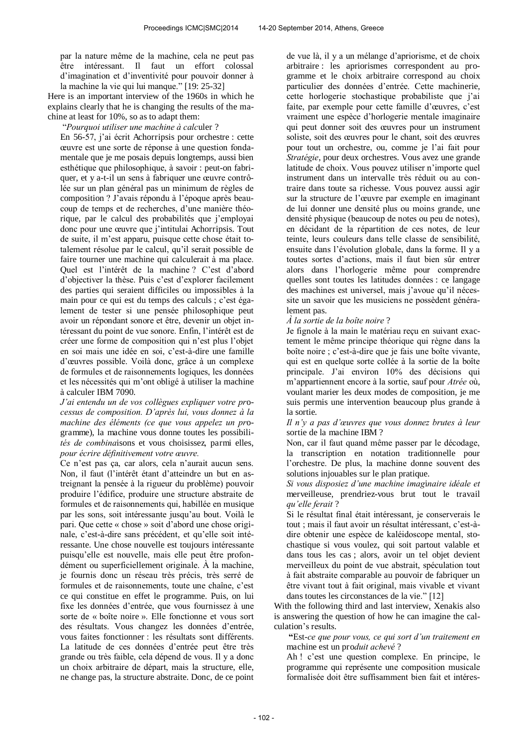par la nature même de la machine, cela ne peut pas être intéressant. Il faut un effort colossal d'imagination et d'inventivité pour pouvoir donner à la machine la vie qui lui manque." [19: 25-32]

Here is an important interview of the 1960s in which he explains clearly that he is changing the results of the machine at least for 10%, so as to adapt them:

"*Pourquoi utiliser une machine à calc*uler ?

En 56-57, j'ai écrit Achorripsis pour orchestre : cette œuvre est une sorte de réponse à une question fondamentale que je me posais depuis longtemps, aussi bien esthétique que philosophique, à savoir : peut-on fabriquer, et y a-t-il un sens à fabriquer une œuvre contrôlée sur un plan général pas un minimum de règles de composition ? J'avais répondu à l'époque après beaucoup de temps et de recherches, d'une manière théorique, par le calcul des probabilités que j'employai donc pour une œuvre que j'intitulai Achorripsis. Tout de suite, il m'est apparu, puisque cette chose était totalement résolue par le calcul, qu'il serait possible de faire tourner une machine qui calculerait à ma place. Quel est l'intérêt de la machine ? C'est d'abord d'objectiver la thèse. Puis c'est d'explorer facilement des parties qui seraient difficiles ou impossibles à la main pour ce qui est du temps des calculs ; c'est également de tester si une pensée philosophique peut avoir un répondant sonore et être, devenir un objet intéressant du point de vue sonore. Enfin, l'intérêt est de créer une forme de composition qui n'est plus l'objet en soi mais une idée en soi, c'est-à-dire une famille d'œuvres possible. Voilà donc, grâce à un complexe de formules et de raisonnements logiques, les données et les nécessités qui m'ont obligé à utiliser la machine à calculer IBM 7090.

*J'ai entendu un de vos collègues expliquer votre pr*ocessus de composition. D'après lui, vous donnez à la machine des éléments (ce que vous appelez un pr*o*gramme), la machine vous donne toutes les possibilités de combina*isons et vous choisissez, parmi elles, *pour écrire définitivement votre œuvre.*

Ce n'est pas ça, car alors, cela n'aurait aucun sens. Non, il faut (l'intérêt étant d'atteindre un but en astreignant la pensée à la rigueur du problème) pouvoir produire l'édifice, produire une structure abstraite de formules et de raisonnements qui, habillée en musique par les sons, soit intéressante jusqu'au bout. Voilà le pari. Que cette « chose » soit d'abord une chose originale, c'est-à-dire sans précédent, et qu'elle soit intéressante. Une chose nouvelle est toujours intéressante puisqu'elle est nouvelle, mais elle peut être profondément ou superficiellement originale. À la machine, je fournis donc un réseau très précis, très serré de formules et de raisonnements, toute une chaîne, c'est ce qui constitue en effet le programme. Puis, on lui fixe les données d'entrée, que vous fournissez à une sorte de « boîte noire ». Elle fonctionne et vous sort des résultats. Vous changez les données d'entrée, vous faites fonctionner : les résultats sont différents. La latitude de ces données d'entrée peut être très grande ou très faible, cela dépend de vous. Il y a donc un choix arbitraire de départ, mais la structure, elle, ne change pas, la structure abstraite. Donc, de ce point de vue là, il y a un mélange d'apriorisme, et de choix arbitraire : les apriorismes correspondent au programme et le choix arbitraire correspond au choix particulier des données d'entrée. Cette machinerie, cette horlogerie stochastique probabiliste que j'ai faite, par exemple pour cette famille d'œuvres, c'est vraiment une espèce d'horlogerie mentale imaginaire qui peut donner soit des œuvres pour un instrument soliste, soit des œuvres pour le chant, soit des œuvres pour tout un orchestre, ou, comme je l'ai fait pour *Stratégie*, pour deux orchestres. Vous avez une grande latitude de choix. Vous pouvez utiliser n'importe quel instrument dans un intervalle très réduit ou au contraire dans toute sa richesse. Vous pouvez aussi agir sur la structure de l'œuvre par exemple en imaginant de lui donner une densité plus ou moins grande, une densité physique (beaucoup de notes ou peu de notes), en décidant de la répartition de ces notes, de leur teinte, leurs couleurs dans telle classe de sensibilité, ensuite dans l'évolution globale, dans la forme. Il y a toutes sortes d'actions, mais il faut bien sûr entrer alors dans l'horlogerie même pour comprendre quelles sont toutes les latitudes données : ce langage des machines est universel, mais j'avoue qu'il nécessite un savoir que les musiciens ne possèdent généralement pas.

*À la sortie de la boîte noire* ?

Je fignole à la main le matériau reçu en suivant exactement le même principe théorique qui règne dans la boîte noire ; c'est-à-dire que je fais une boîte vivante, qui est en quelque sorte collée à la sortie de la boîte principale. J'ai environ 10% des décisions qui m'appartiennent encore à la sortie, sauf pour *Atrée* où, voulant marier les deux modes de composition, je me suis permis une intervention beaucoup plus grande à la sortie.

*Il n'y a pas d'œuvres que vous donnez brutes à leur sortie de la machine IBM* ?

Non, car il faut quand même passer par le décodage, la transcription en notation traditionnelle pour l'orchestre. De plus, la machine donne souvent des solutions injouables sur le plan pratique.

*Si vous disposiez d'une machine imaginaire idéale et* merveilleuse, *prendriez-vous brut tout le travail qu'elle ferait* ?

Si le résultat final était intéressant, je conserverais le tout ; mais il faut avoir un résultat intéressant, c'est-à-dire obtenir une espèce de kaléidoscope mental, stochastique si vous voulez, qui soit partout valable et dans tous les cas ; alors, avoir un tel objet devient merveilleux du point de vue abstrait, spéculation tout à fait abstraite comparable au pouvoir de fabriquer un être vivant tout à fait original, mais vivable et vivant dans toutes les circonstances de la vie." [12]

With the following third and last interview, Xenakis also is answering the question of how he can imagine the calculation's results.

"Est-*ce que pour vous, ce qui sort d'un traitement en* machine est un pro*duit achevé* ?

Ah ! c'est une question complexe. En principe, le programme qui représente une composition musicale formalisée doit être suffisamment bien fait et intéres-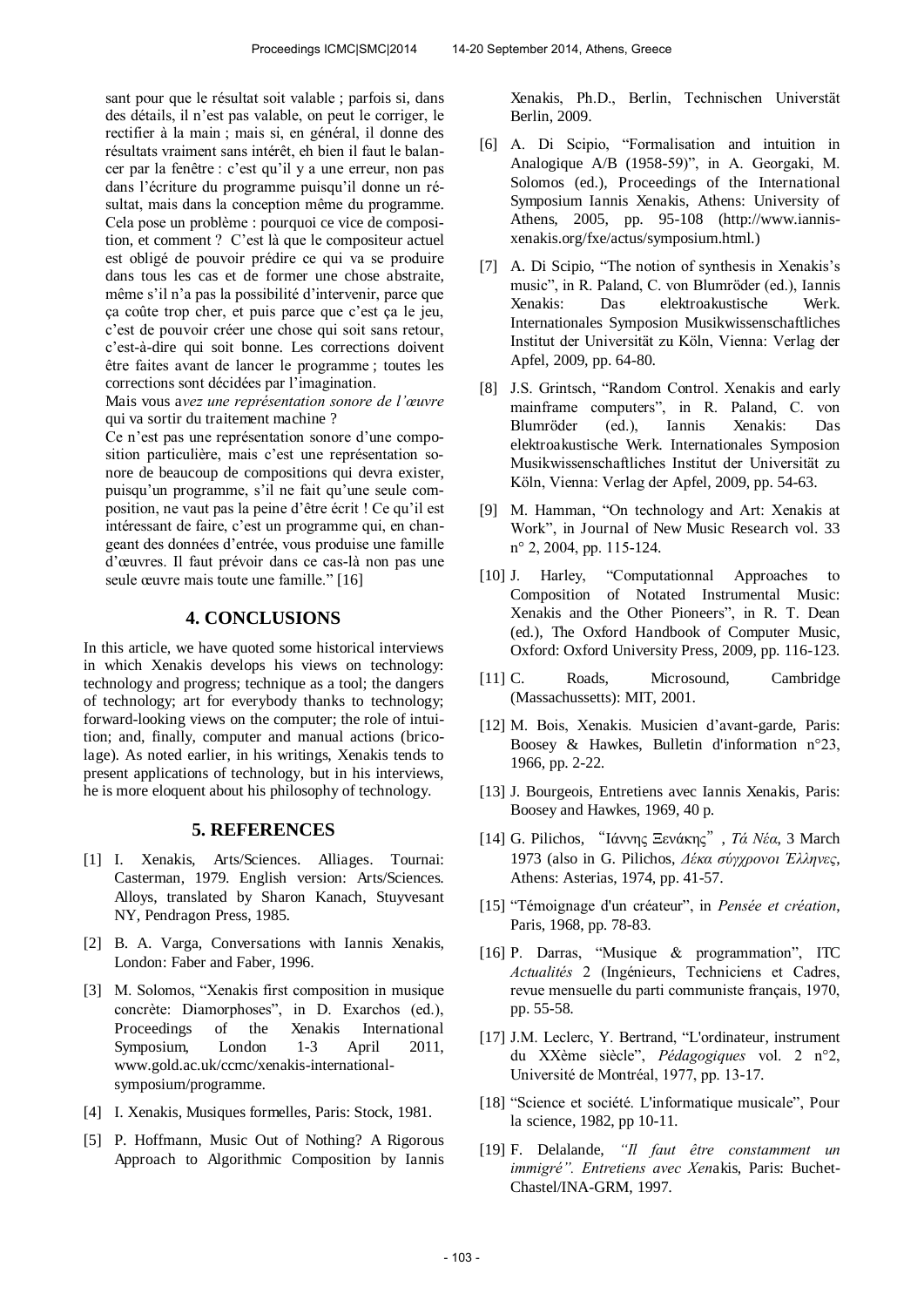sant pour que le résultat soit valable ; parfois si, dans des détails, il n'est pas valable, on peut le corriger, le rectifier à la main ; mais si, en général, il donne des résultats vraiment sans intérêt, eh bien il faut le balancer par la fenêtre : c'est qu'il y a une erreur, non pas dans l'écriture du programme puisqu'il donne un résultat, mais dans la conception même du programme. Cela pose un problème : pourquoi ce vice de composition, et comment ? C'est là que le compositeur actuel est obligé de pouvoir prédire ce qui va se produire dans tous les cas et de former une chose abstraite, même s'il n'a pas la possibilité d'intervenir, parce que ça coûte trop cher, et puis parce que c'est ça le jeu, c'est de pouvoir créer une chose qui soit sans retour, c'est-à-dire qui soit bonne. Les corrections doivent être faites avant de lancer le programme ; toutes les corrections sont décidées par l'imagination.

Mais vous a*vez une représentation sonore de l'œuvre* qui va sortir du traitement machine ?

Ce n'est pas une représentation sonore d'une composition particulière, mais c'est une représentation sonore de beaucoup de compositions qui devra exister, puisqu'un programme, s'il ne fait qu'une seule composition, ne vaut pas la peine d'être écrit ! Ce qu'il est intéressant de faire, c'est un programme qui, en changeant des données d'entrée, vous produise une famille d'œuvres. Il faut prévoir dans ce cas-là non pas une seule œuvre mais toute une famille." [16]

## 4. CONCLUSIONS

In this article, we have quoted some historical interviews in which Xenakis develops his views on technology: technology and progress; technique as a tool; the dangers of technology; art for everybody thanks to technology; forward-looking views on the computer; the role of intuition; and, finally, computer and manual actions (bricolage). As noted earlier, in his writings, Xenakis tends to present applications of technology, but in his interviews, he is more eloquent about his philosophy of technology.

## 5. REFERENCES

[1] I. Xenakis, Arts/Sciences. Alliages. Tournai: Casterman, 1979. English version: Arts/Sciences. Alloys, translated by Sharon Kanach, Stuyvesant NY, Pendragon Press, 1985.

[2] B. A. Varga, Conversations with Iannis Xenakis, London: Faber and Faber, 1996.

[3] M. Solomos, "Xenakis first composition in musique concrète: Diamorphoses", in D. Exarchos (ed.), Proceedings of the Xenakis International Symposium, London 1-3 April 2011, www.gold.ac.uk/ccmc/xenakis-international-symposium/programme.

[4] I. Xenakis, Musiques formelles, Paris: Stock, 1981.

[5] P. Hoffmann, Music Out of Nothing? A Rigorous Approach to Algorithmic Composition by Iannis Xenakis, Ph.D., Berlin, Technischen Universtät Berlin, 2009.

[6] A. Di Scipio, "Formalisation and intuition in Analogique A/B (1958-59)", in A. Georgaki, M. Solomos (ed.), Proceedings of the International Symposium Iannis Xenakis, Athens: University of Athens, 2005, pp. 95-108 (http://www.iannis-xenakis.org/fxe/actus/symposium.html.)

[7] A. Di Scipio, "The notion of synthesis in Xenakis's music", in R. Paland, C. von Blumröder (ed.), Iannis Xenakis: Das elektroakustische Werk. Internationales Symposion Musikwissenschaftliches Institut der Universität zu Köln, Vienna: Verlag der Apfel, 2009, pp. 64-80.

[8] J.S. Grintsch, "Random Control. Xenakis and early mainframe computers", in R. Paland, C. von Blumröder (ed.), Iannis Xenakis: Das elektroakustische Werk. Internationales Symposion Musikwissenschaftliches Institut der Universität zu Köln, Vienna: Verlag der Apfel, 2009, pp. 54-63.

[9] M. Hamman, "On technology and Art: Xenakis at Work", in Journal of New Music Research vol. 33 n° 2, 2004, pp. 115-124.

[10] J. Harley, "Computationnal Approaches to Composition of Notated Instrumental Music: Xenakis and the Other Pioneers", in R. T. Dean (ed.), The Oxford Handbook of Computer Music, Oxford: Oxford University Press, 2009, pp. 116-123.

[11] C. Roads, Microsound, Cambridge (Massachussetts): MIT, 2001.

[12] M. Bois, Xenakis. Musicien d'avant-garde, Paris: Boosey & Hawkes, Bulletin d'information n°23, 1966, pp. 2-22.

[13] J. Bourgeois, Entretiens avec Iannis Xenakis, Paris: Boosey and Hawkes, 1969, 40 p.

[14] G. Pilichos, "Ιάννης Ξενάκης", *Τά Νέα*, 3 March 1973 (also in G. Pilichos, *Δέκα σύγχρονοι Έλληνες*, Athens: Asterias, 1974, pp. 41-57.

[15] "Témoignage d'un créateur", in *Pensée et création*, Paris, 1968, pp. 78-83.

[16] P. Darras, "Musique & programmation", ITC *Actualités* 2 (Ingénieurs, Techniciens et Cadres, revue mensuelle du parti communiste français, 1970, pp. 55-58.

[17] J.M. Leclerc, Y. Bertrand, "L'ordinateur, instrument du XXème siècle", *Pédagogiques* vol. 2 n°2, Université de Montréal, 1977, pp. 13-17.

[18] "Science et société. L'informatique musicale", Pour la science, 1982, pp 10-11.

[19] F. Delalande, *"Il faut être constamment un immigré". Entretiens avec Xen*akis, Paris: Buchet-Chastel/INA-GRM, 1997.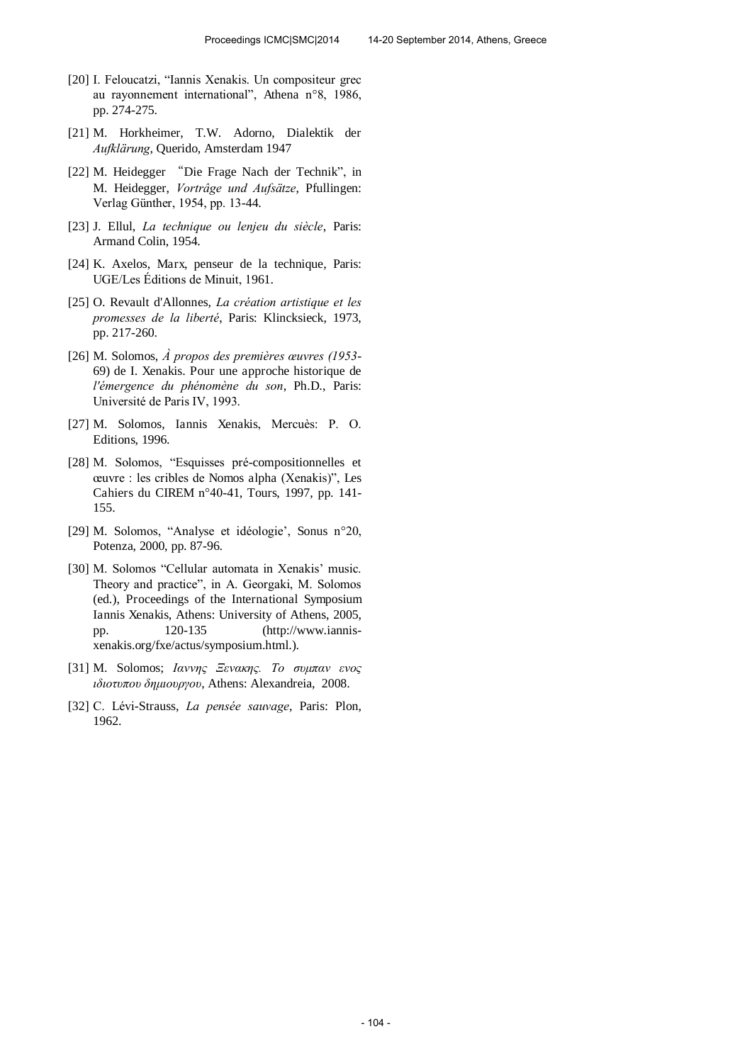[20] I. Feloucatzi, “Iannis Xenakis. Un compositeur grec au rayonnement international”, Athena n°8, 1986, pp. 274-275.

[21] M. Horkheimer, T.W. Adorno, Dialektik der *Aufklärung*, Querido, Amsterdam 1947

[22] M. Heidegger “Die Frage Nach der Technik”, in M. Heidegger, *Vortrâge und Aufsätze*, Pfullingen: Verlag Günther, 1954, pp. 13-44.

[23] J. Ellul, *La technique ou lenjeu du siècle*, Paris: Armand Colin, 1954.

[24] K. Axelos, Marx, penseur de la technique, Paris: UGE/Les Éditions de Minuit, 1961.

[25] O. Revault d'Allonnes, *La création artistique et les promesses de la liberté*, Paris: Klincksieck, 1973, pp. 217-260.

[26] M. Solomos, *À propos des premières œuvres (1953-*69) de I. Xenakis. Pour une approche historique de *l'émergence du phénomène du son*, Ph.D., Paris: Université de Paris IV, 1993.

[27] M. Solomos, Iannis Xenakis, Mercuès: P. O. Editions, 1996.

[28] M. Solomos, “Esquisses pré-compositionnelles et œuvre : les cribles de Nomos alpha (Xenakis)”, Les Cahiers du CIREM n°40-41, Tours, 1997, pp. 141-155.

[29] M. Solomos, “Analyse et idéologie’, Sonus n°20, Potenza, 2000, pp. 87-96.

[30] M. Solomos “Cellular automata in Xenakis’ music. Theory and practice”, in A. Georgaki, M. Solomos (ed.), Proceedings of the International Symposium Iannis Xenakis, Athens: University of Athens, 2005, pp. 120-135 (http://www.iannis-xenakis.org/fxe/actus/symposium.html.).

[31] M. Solomos; *Ιαννης Ξενακης. Το συμπαν ενος ιδιοτυπου δημιουργου*, Athens: Alexandreia, 2008.

[32] C. Lévi-Strauss, *La pensée sauvage*, Paris: Plon, 1962.